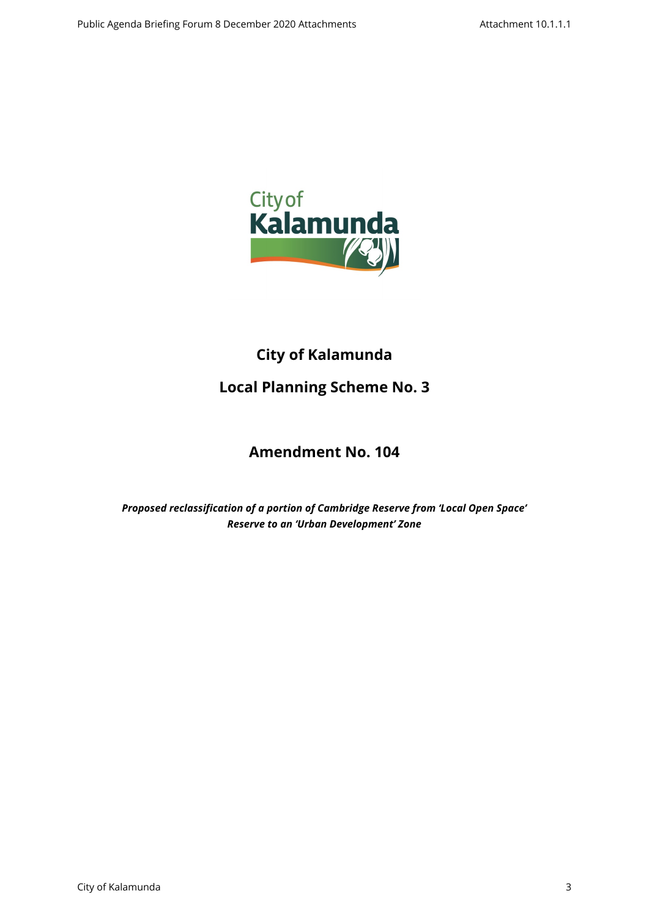# City of Kalamunda

## Local Planning Scheme No. 3

## Amendment No. 104

***Proposed reclassification of a portion of Cambridge Reserve from 'Local Open Space' Reserve to an 'Urban Development' Zone***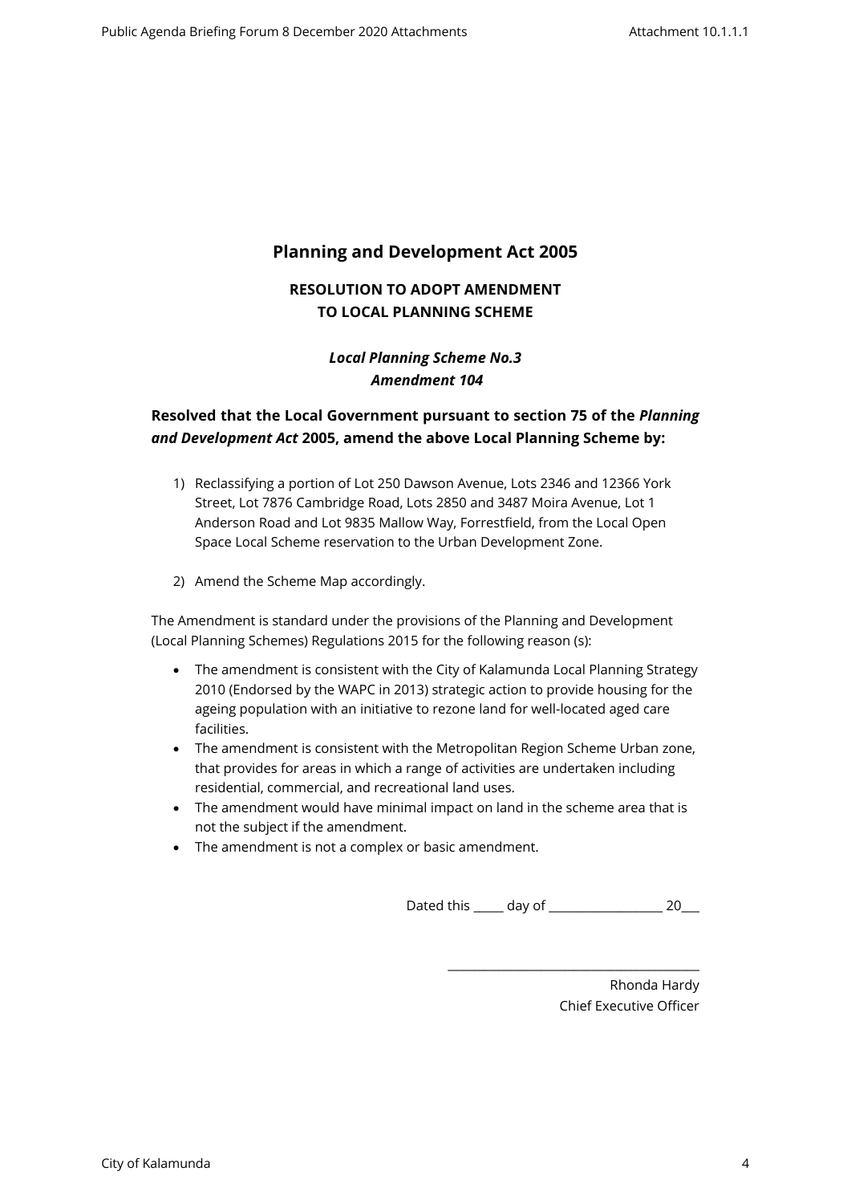# Planning and Development Act 2005

## RESOLUTION TO ADOPT AMENDMENT TO LOCAL PLANNING SCHEME

***Local Planning Scheme No.3***
***Amendment 104***

**Resolved that the Local Government pursuant to section 75 of the *Planning and Development Act* 2005, amend the above Local Planning Scheme by:**

1) Reclassifying a portion of Lot 250 Dawson Avenue, Lots 2346 and 12366 York Street, Lot 7876 Cambridge Road, Lots 2850 and 3487 Moira Avenue, Lot 1 Anderson Road and Lot 9835 Mallow Way, Forrestfield, from the Local Open Space Local Scheme reservation to the Urban Development Zone.

2) Amend the Scheme Map accordingly.

The Amendment is standard under the provisions of the Planning and Development (Local Planning Schemes) Regulations 2015 for the following reason (s):

- The amendment is consistent with the City of Kalamunda Local Planning Strategy 2010 (Endorsed by the WAPC in 2013) strategic action to provide housing for the ageing population with an initiative to rezone land for well-located aged care facilities.
- The amendment is consistent with the Metropolitan Region Scheme Urban zone, that provides for areas in which a range of activities are undertaken including residential, commercial, and recreational land uses.
- The amendment would have minimal impact on land in the scheme area that is not the subject if the amendment.
- The amendment is not a complex or basic amendment.

Dated this _____ day of __________________ 20___

______________________________________

Rhonda Hardy
Chief Executive Officer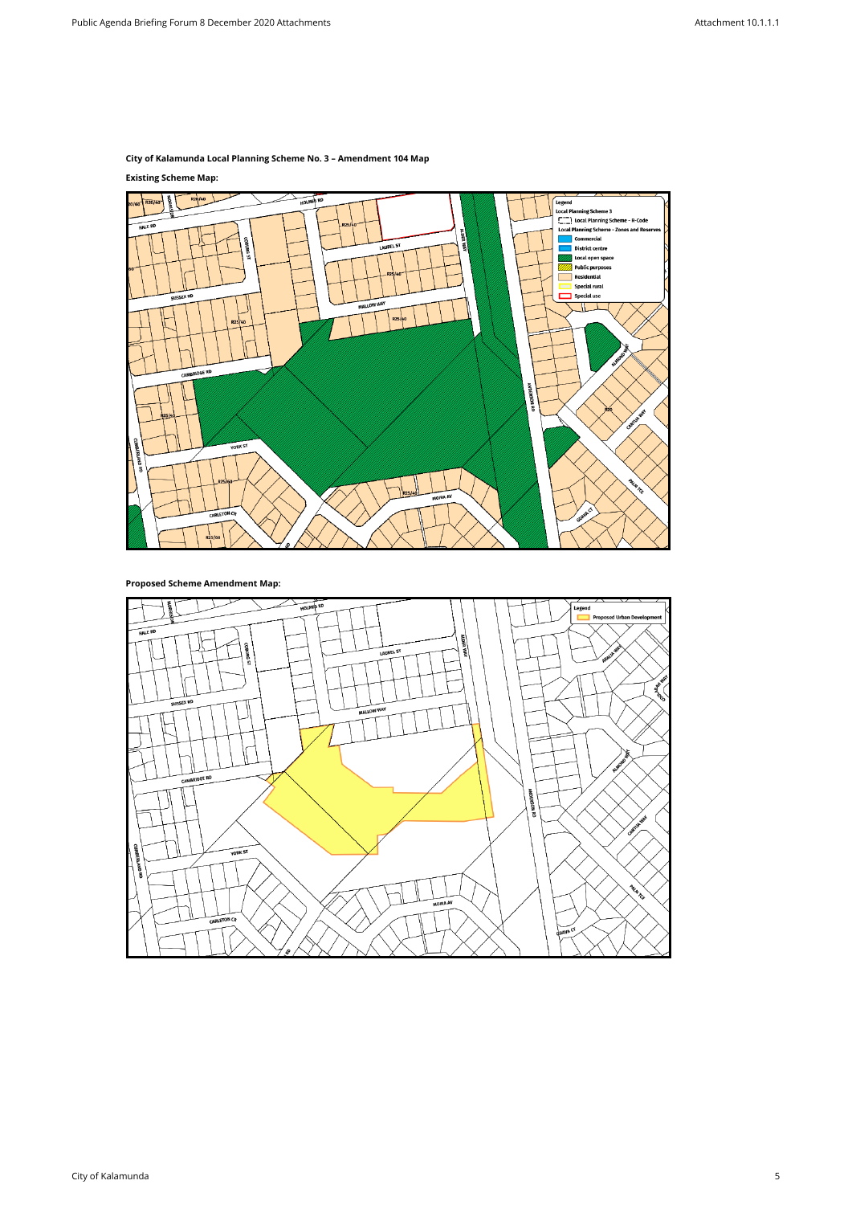**City of Kalamunda Local Planning Scheme No. 3 – Amendment 104 Map**

**Existing Scheme Map:**

HOLMES RD
HALE RD
SUSSEX RD
CAMBRIDGE RD
YORK ST
CUMBERLAND RD
CARLETON CR
LAUREL ST
MALLOW WAY
ALBIZIA WAY
ANDERSON RD
MOIRA AV
ALMOND WAY
CANTUA WAY
PALM TCE
GUAVA CT
CORONA ST
R20/40
R25/40
R25/60
R20

Legend
Local Planning Scheme 3
Local Planning Scheme - R-Code
Local Planning Scheme - Zones and Reserves
Commercial
District centre
Local open space
Public purposes
Residential
Special rural
Special use

**Proposed Scheme Amendment Map:**

HOLMES RD
HALE RD
SUSSEX RD
CAMBRIDGE RD
YORK ST
CUMBERLAND RD
CARLETON CR
LAUREL ST
MALLOW WAY
ALBIZIA WAY
ANDERSON RD
MOIRA AV
AMALIA WAY
ALMOND WAY
CANTUA WAY
PALM TCE
GUAVA CT

Legend
Proposed Urban Development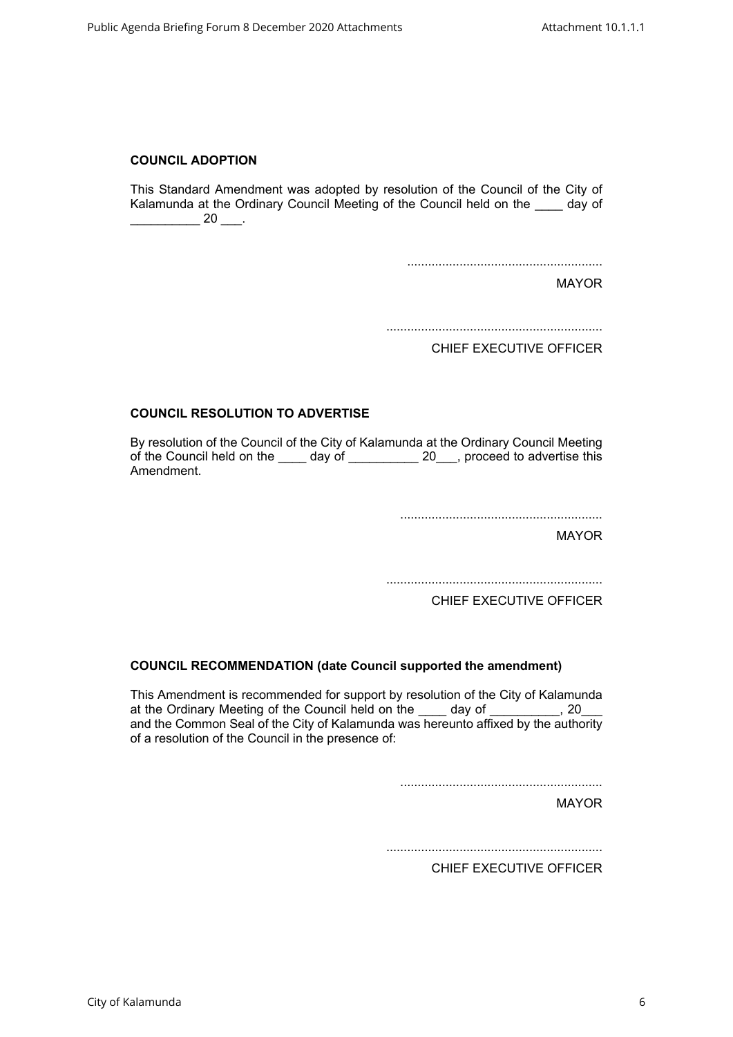**COUNCIL ADOPTION**

This Standard Amendment was adopted by resolution of the Council of the City of Kalamunda at the Ordinary Council Meeting of the Council held on the ____ day of __________ 20 ___.

........................................................

MAYOR

..............................................................

CHIEF EXECUTIVE OFFICER

**COUNCIL RESOLUTION TO ADVERTISE**

By resolution of the Council of the City of Kalamunda at the Ordinary Council Meeting of the Council held on the ____ day of __________ 20___, proceed to advertise this Amendment.

..........................................................

MAYOR

..............................................................

CHIEF EXECUTIVE OFFICER

**COUNCIL RECOMMENDATION (date Council supported the amendment)**

This Amendment is recommended for support by resolution of the City of Kalamunda at the Ordinary Meeting of the Council held on the ____ day of __________, 20___ and the Common Seal of the City of Kalamunda was hereunto affixed by the authority of a resolution of the Council in the presence of:

..........................................................

MAYOR

..............................................................

CHIEF EXECUTIVE OFFICER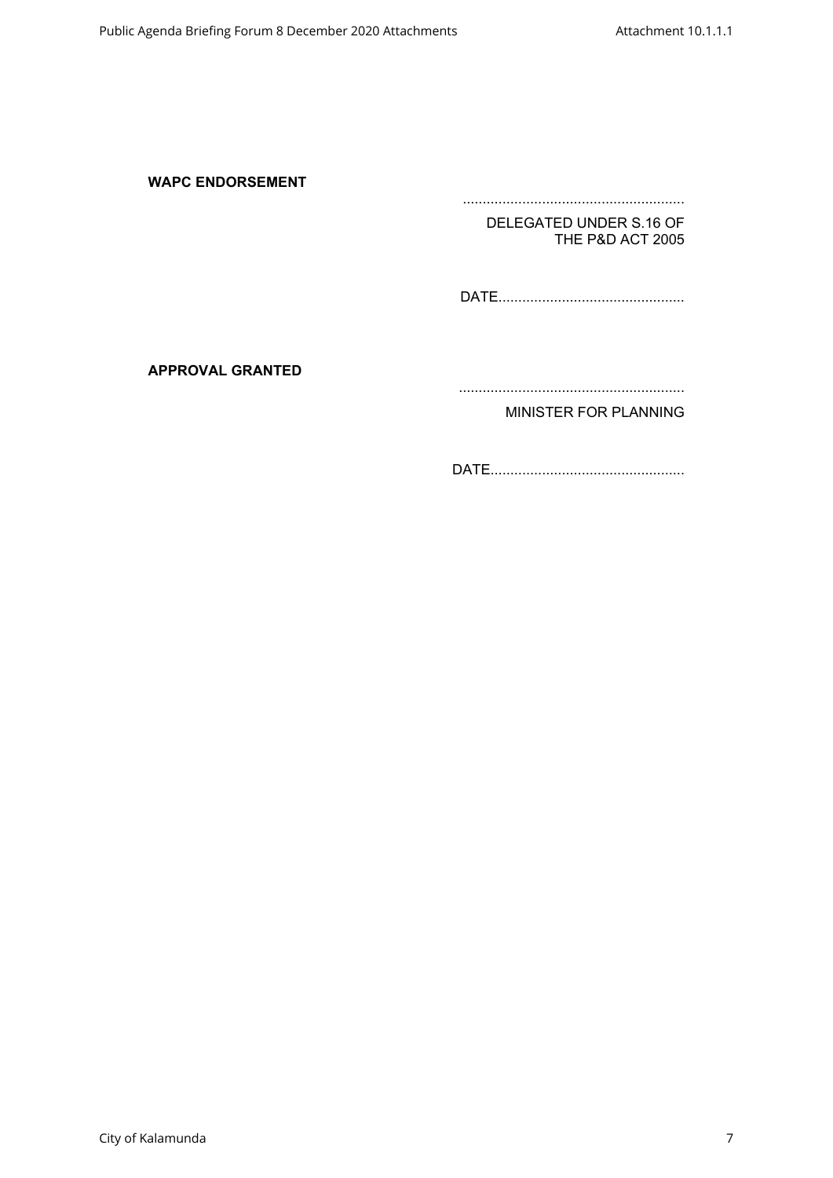**WAPC ENDORSEMENT**

........................................................

DELEGATED UNDER S.16 OF THE P&D ACT 2005

DATE...............................................

**APPROVAL GRANTED**

........................................................

MINISTER FOR PLANNING

DATE.................................................